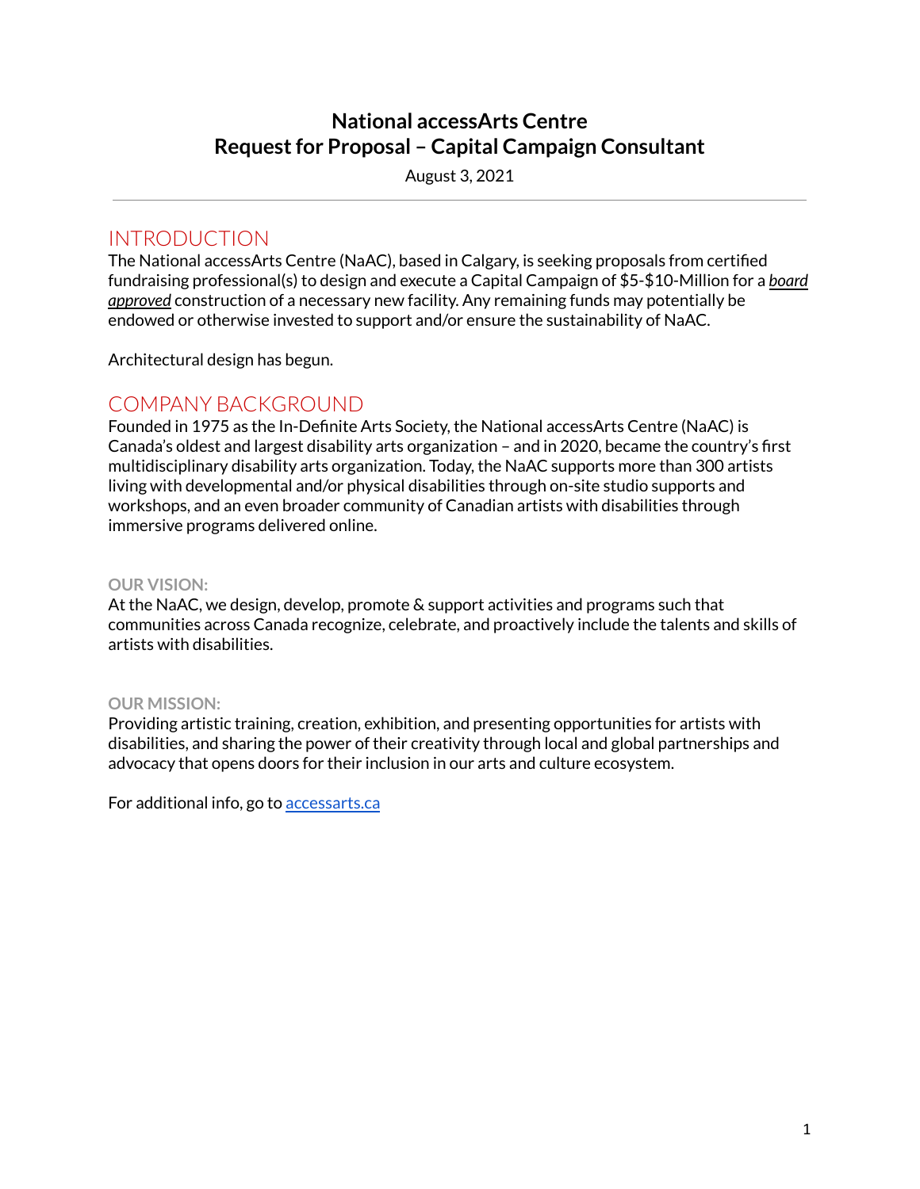# National accessArts Centre
# Request for Proposal – Capital Campaign Consultant

August 3, 2021

---

## INTRODUCTION

The National accessArts Centre (NaAC), based in Calgary, is seeking proposals from certified fundraising professional(s) to design and execute a Capital Campaign of $5-$10-Million for a ***board approved*** construction of a necessary new facility. Any remaining funds may potentially be endowed or otherwise invested to support and/or ensure the sustainability of NaAC.

Architectural design has begun.

## COMPANY BACKGROUND

Founded in 1975 as the In-Definite Arts Society, the National accessArts Centre (NaAC) is Canada's oldest and largest disability arts organization – and in 2020, became the country's first multidisciplinary disability arts organization. Today, the NaAC supports more than 300 artists living with developmental and/or physical disabilities through on-site studio supports and workshops, and an even broader community of Canadian artists with disabilities through immersive programs delivered online.

### OUR VISION:

At the NaAC, we design, develop, promote & support activities and programs such that communities across Canada recognize, celebrate, and proactively include the talents and skills of artists with disabilities.

### OUR MISSION:

Providing artistic training, creation, exhibition, and presenting opportunities for artists with disabilities, and sharing the power of their creativity through local and global partnerships and advocacy that opens doors for their inclusion in our arts and culture ecosystem.

For additional info, go to [accessarts.ca](accessarts.ca)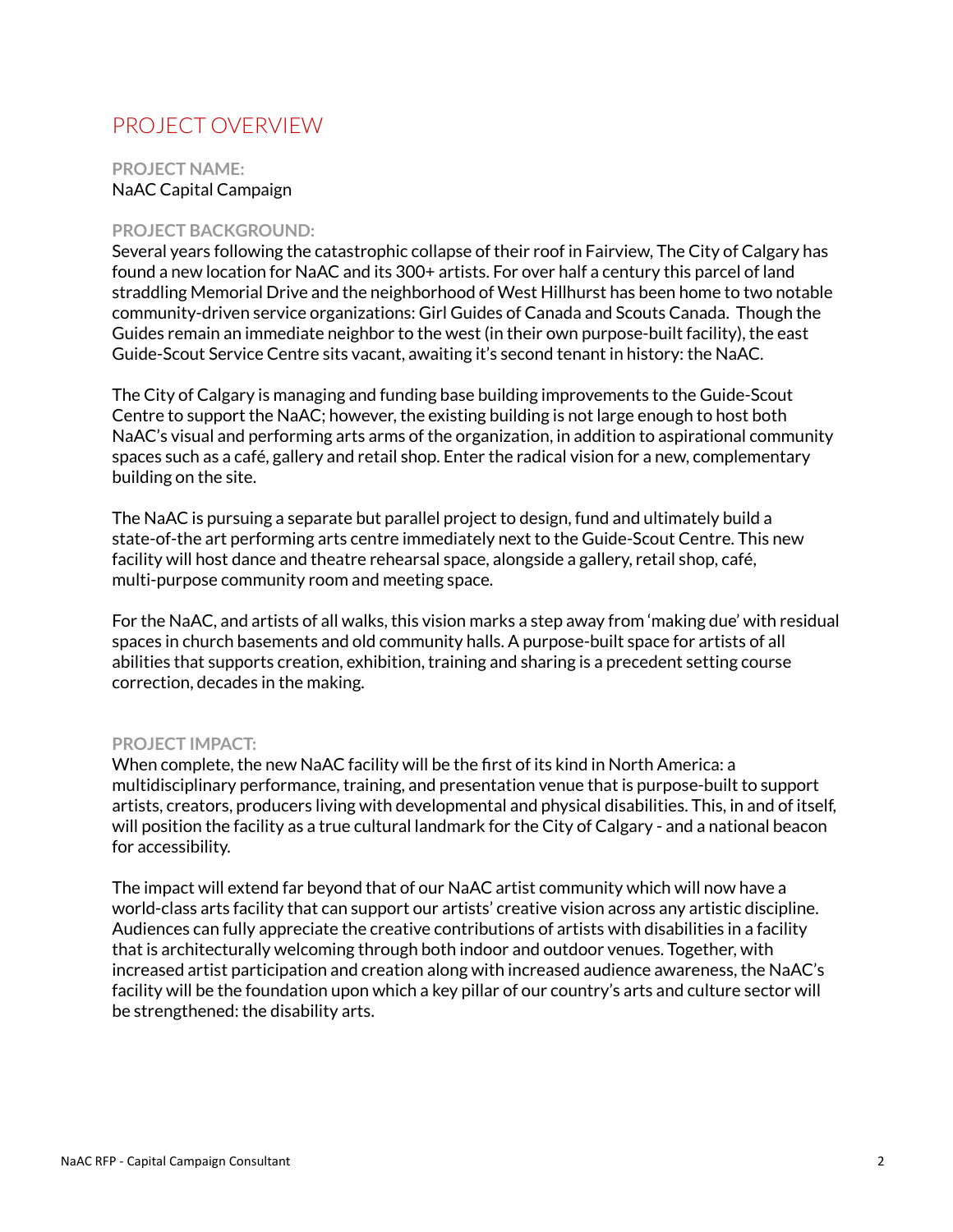## PROJECT OVERVIEW

**PROJECT NAME:**
NaAC Capital Campaign

**PROJECT BACKGROUND:**
Several years following the catastrophic collapse of their roof in Fairview, The City of Calgary has found a new location for NaAC and its 300+ artists. For over half a century this parcel of land straddling Memorial Drive and the neighborhood of West Hillhurst has been home to two notable community-driven service organizations: Girl Guides of Canada and Scouts Canada. Though the Guides remain an immediate neighbor to the west (in their own purpose-built facility), the east Guide-Scout Service Centre sits vacant, awaiting it's second tenant in history: the NaAC.

The City of Calgary is managing and funding base building improvements to the Guide-Scout Centre to support the NaAC; however, the existing building is not large enough to host both NaAC's visual and performing arts arms of the organization, in addition to aspirational community spaces such as a café, gallery and retail shop. Enter the radical vision for a new, complementary building on the site.

The NaAC is pursuing a separate but parallel project to design, fund and ultimately build a state-of-the art performing arts centre immediately next to the Guide-Scout Centre. This new facility will host dance and theatre rehearsal space, alongside a gallery, retail shop, café, multi-purpose community room and meeting space.

For the NaAC, and artists of all walks, this vision marks a step away from 'making due' with residual spaces in church basements and old community halls. A purpose-built space for artists of all abilities that supports creation, exhibition, training and sharing is a precedent setting course correction, decades in the making.

**PROJECT IMPACT:**
When complete, the new NaAC facility will be the first of its kind in North America: a multidisciplinary performance, training, and presentation venue that is purpose-built to support artists, creators, producers living with developmental and physical disabilities. This, in and of itself, will position the facility as a true cultural landmark for the City of Calgary - and a national beacon for accessibility.

The impact will extend far beyond that of our NaAC artist community which will now have a world-class arts facility that can support our artists' creative vision across any artistic discipline. Audiences can fully appreciate the creative contributions of artists with disabilities in a facility that is architecturally welcoming through both indoor and outdoor venues. Together, with increased artist participation and creation along with increased audience awareness, the NaAC's facility will be the foundation upon which a key pillar of our country's arts and culture sector will be strengthened: the disability arts.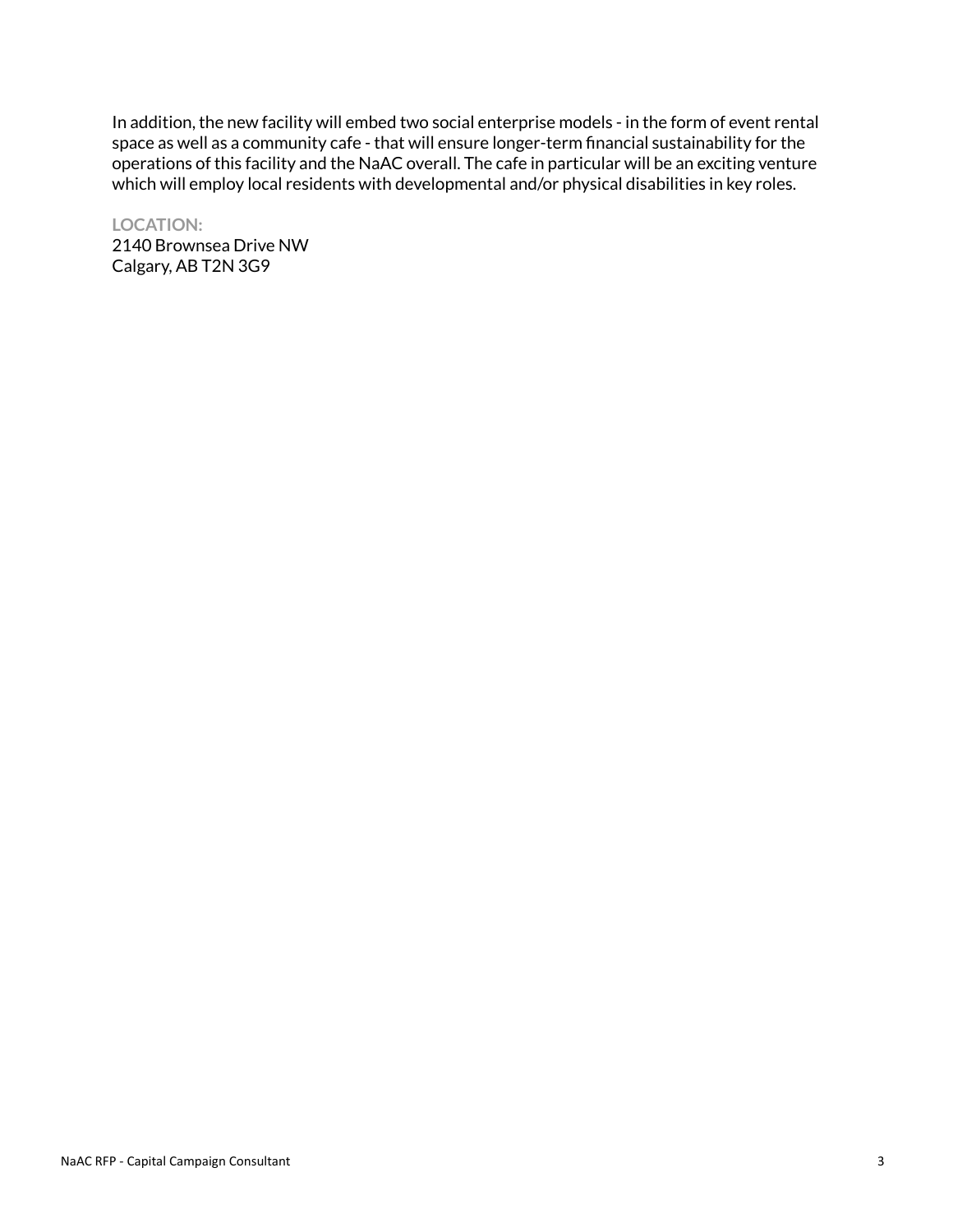In addition, the new facility will embed two social enterprise models - in the form of event rental space as well as a community cafe - that will ensure longer-term financial sustainability for the operations of this facility and the NaAC overall. The cafe in particular will be an exciting venture which will employ local residents with developmental and/or physical disabilities in key roles.

**LOCATION:**
2140 Brownsea Drive NW
Calgary, AB T2N 3G9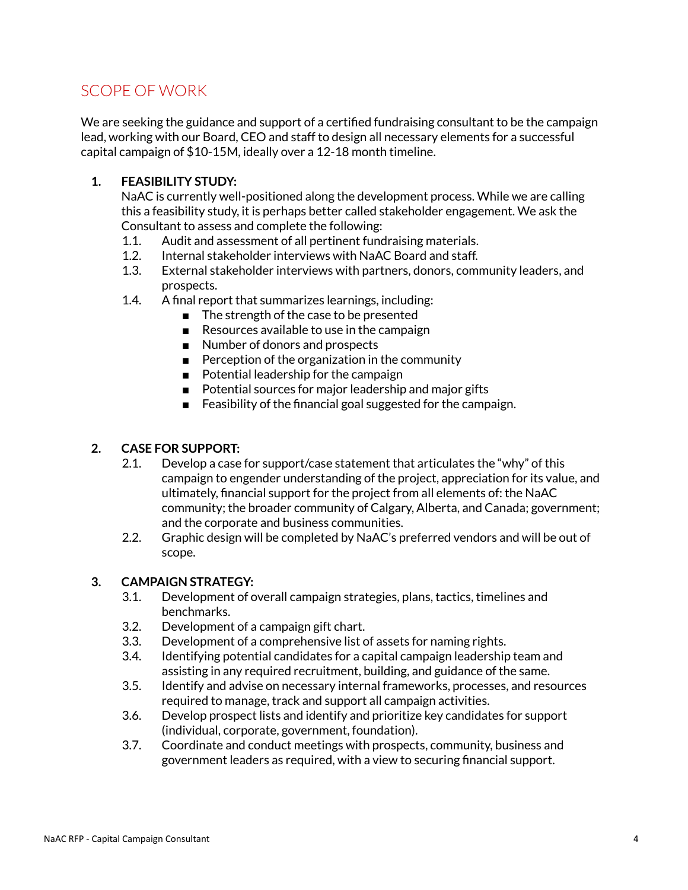## SCOPE OF WORK

We are seeking the guidance and support of a certified fundraising consultant to be the campaign lead, working with our Board, CEO and staff to design all necessary elements for a successful capital campaign of $10-15M, ideally over a 12-18 month timeline.

1. **FEASIBILITY STUDY:**
   NaAC is currently well-positioned along the development process. While we are calling this a feasibility study, it is perhaps better called stakeholder engagement. We ask the Consultant to assess and complete the following:
   - 1.1. Audit and assessment of all pertinent fundraising materials.
   - 1.2. Internal stakeholder interviews with NaAC Board and staff.
   - 1.3. External stakeholder interviews with partners, donors, community leaders, and prospects.
   - 1.4. A final report that summarizes learnings, including:
     - The strength of the case to be presented
     - Resources available to use in the campaign
     - Number of donors and prospects
     - Perception of the organization in the community
     - Potential leadership for the campaign
     - Potential sources for major leadership and major gifts
     - Feasibility of the financial goal suggested for the campaign.

2. **CASE FOR SUPPORT:**
   - 2.1. Develop a case for support/case statement that articulates the "why" of this campaign to engender understanding of the project, appreciation for its value, and ultimately, financial support for the project from all elements of: the NaAC community; the broader community of Calgary, Alberta, and Canada; government; and the corporate and business communities.
   - 2.2. Graphic design will be completed by NaAC's preferred vendors and will be out of scope.

3. **CAMPAIGN STRATEGY:**
   - 3.1. Development of overall campaign strategies, plans, tactics, timelines and benchmarks.
   - 3.2. Development of a campaign gift chart.
   - 3.3. Development of a comprehensive list of assets for naming rights.
   - 3.4. Identifying potential candidates for a capital campaign leadership team and assisting in any required recruitment, building, and guidance of the same.
   - 3.5. Identify and advise on necessary internal frameworks, processes, and resources required to manage, track and support all campaign activities.
   - 3.6. Develop prospect lists and identify and prioritize key candidates for support (individual, corporate, government, foundation).
   - 3.7. Coordinate and conduct meetings with prospects, community, business and government leaders as required, with a view to securing financial support.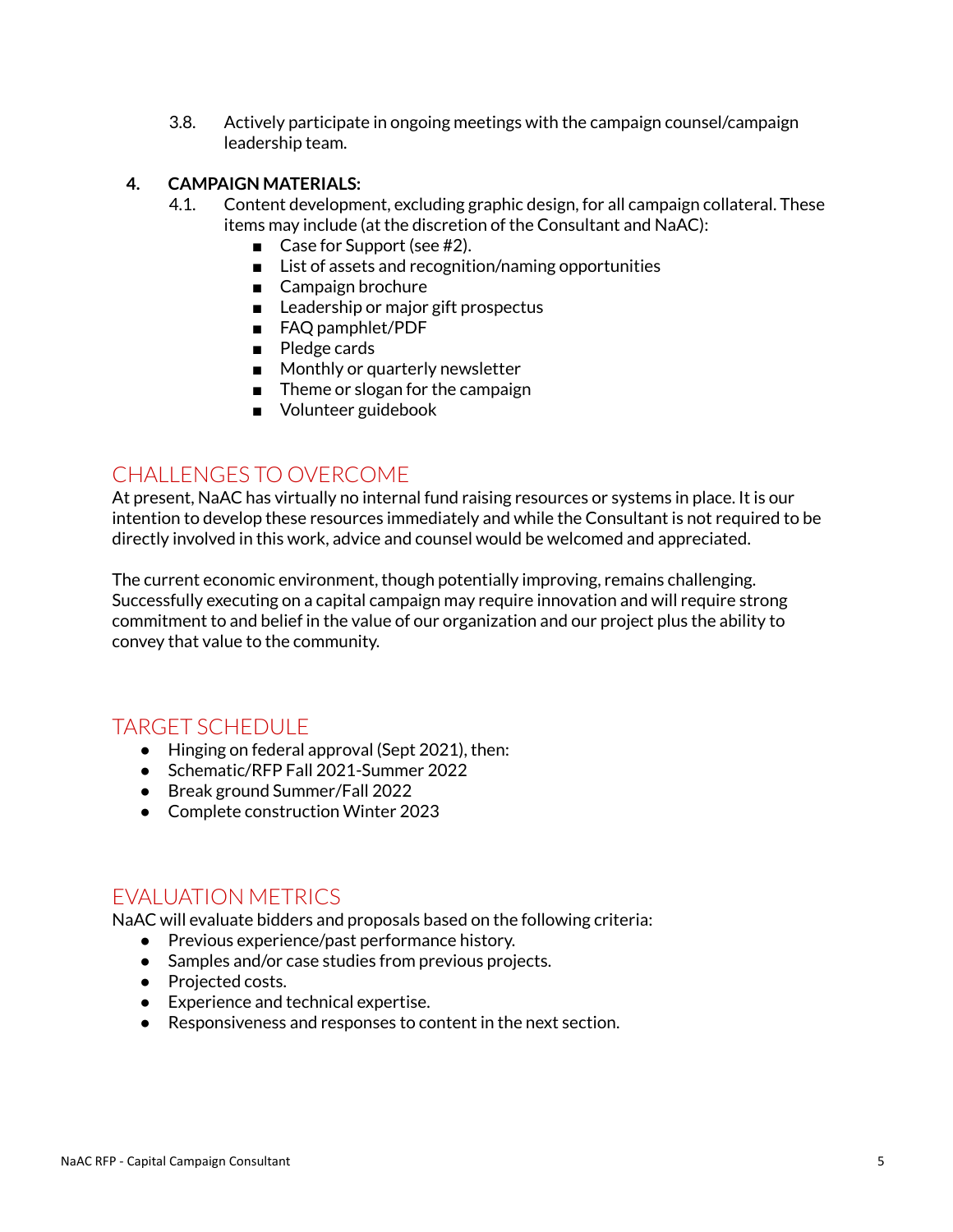3.8. Actively participate in ongoing meetings with the campaign counsel/campaign leadership team.

4. **CAMPAIGN MATERIALS:**
   4.1. Content development, excluding graphic design, for all campaign collateral. These items may include (at the discretion of the Consultant and NaAC):
   - Case for Support (see #2).
   - List of assets and recognition/naming opportunities
   - Campaign brochure
   - Leadership or major gift prospectus
   - FAQ pamphlet/PDF
   - Pledge cards
   - Monthly or quarterly newsletter
   - Theme or slogan for the campaign
   - Volunteer guidebook

## CHALLENGES TO OVERCOME

At present, NaAC has virtually no internal fund raising resources or systems in place. It is our intention to develop these resources immediately and while the Consultant is not required to be directly involved in this work, advice and counsel would be welcomed and appreciated.

The current economic environment, though potentially improving, remains challenging. Successfully executing on a capital campaign may require innovation and will require strong commitment to and belief in the value of our organization and our project plus the ability to convey that value to the community.

## TARGET SCHEDULE

- Hinging on federal approval (Sept 2021), then:
- Schematic/RFP Fall 2021-Summer 2022
- Break ground Summer/Fall 2022
- Complete construction Winter 2023

## EVALUATION METRICS

NaAC will evaluate bidders and proposals based on the following criteria:

- Previous experience/past performance history.
- Samples and/or case studies from previous projects.
- Projected costs.
- Experience and technical expertise.
- Responsiveness and responses to content in the next section.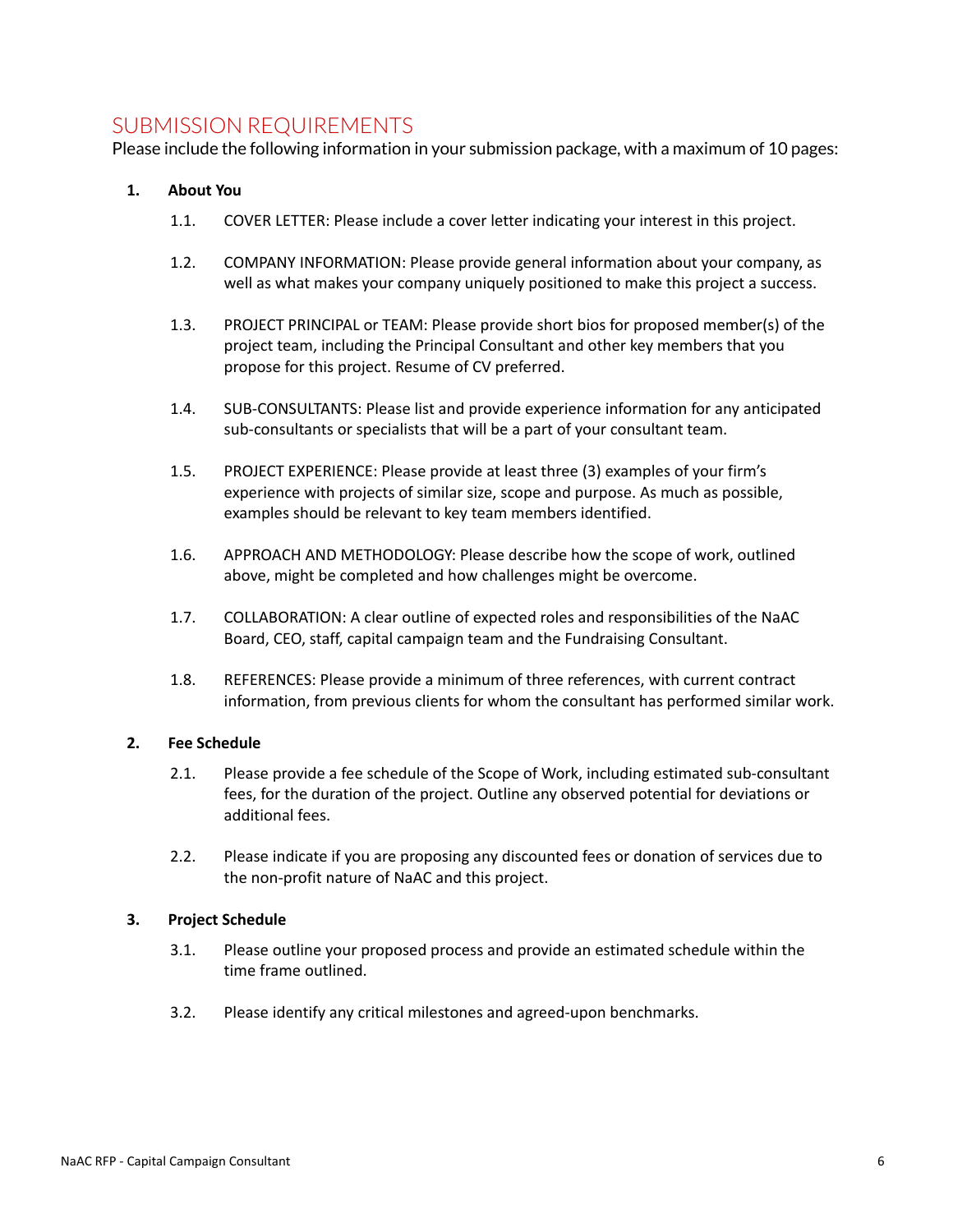## SUBMISSION REQUIREMENTS

Please include the following information in your submission package, with a maximum of 10 pages:

1. **About You**

   1.1. COVER LETTER: Please include a cover letter indicating your interest in this project.

   1.2. COMPANY INFORMATION: Please provide general information about your company, as well as what makes your company uniquely positioned to make this project a success.

   1.3. PROJECT PRINCIPAL or TEAM: Please provide short bios for proposed member(s) of the project team, including the Principal Consultant and other key members that you propose for this project. Resume of CV preferred.

   1.4. SUB-CONSULTANTS: Please list and provide experience information for any anticipated sub-consultants or specialists that will be a part of your consultant team.

   1.5. PROJECT EXPERIENCE: Please provide at least three (3) examples of your firm's experience with projects of similar size, scope and purpose. As much as possible, examples should be relevant to key team members identified.

   1.6. APPROACH AND METHODOLOGY: Please describe how the scope of work, outlined above, might be completed and how challenges might be overcome.

   1.7. COLLABORATION: A clear outline of expected roles and responsibilities of the NaAC Board, CEO, staff, capital campaign team and the Fundraising Consultant.

   1.8. REFERENCES: Please provide a minimum of three references, with current contract information, from previous clients for whom the consultant has performed similar work.

2. **Fee Schedule**

   2.1. Please provide a fee schedule of the Scope of Work, including estimated sub-consultant fees, for the duration of the project. Outline any observed potential for deviations or additional fees.

   2.2. Please indicate if you are proposing any discounted fees or donation of services due to the non-profit nature of NaAC and this project.

3. **Project Schedule**

   3.1. Please outline your proposed process and provide an estimated schedule within the time frame outlined.

   3.2. Please identify any critical milestones and agreed-upon benchmarks.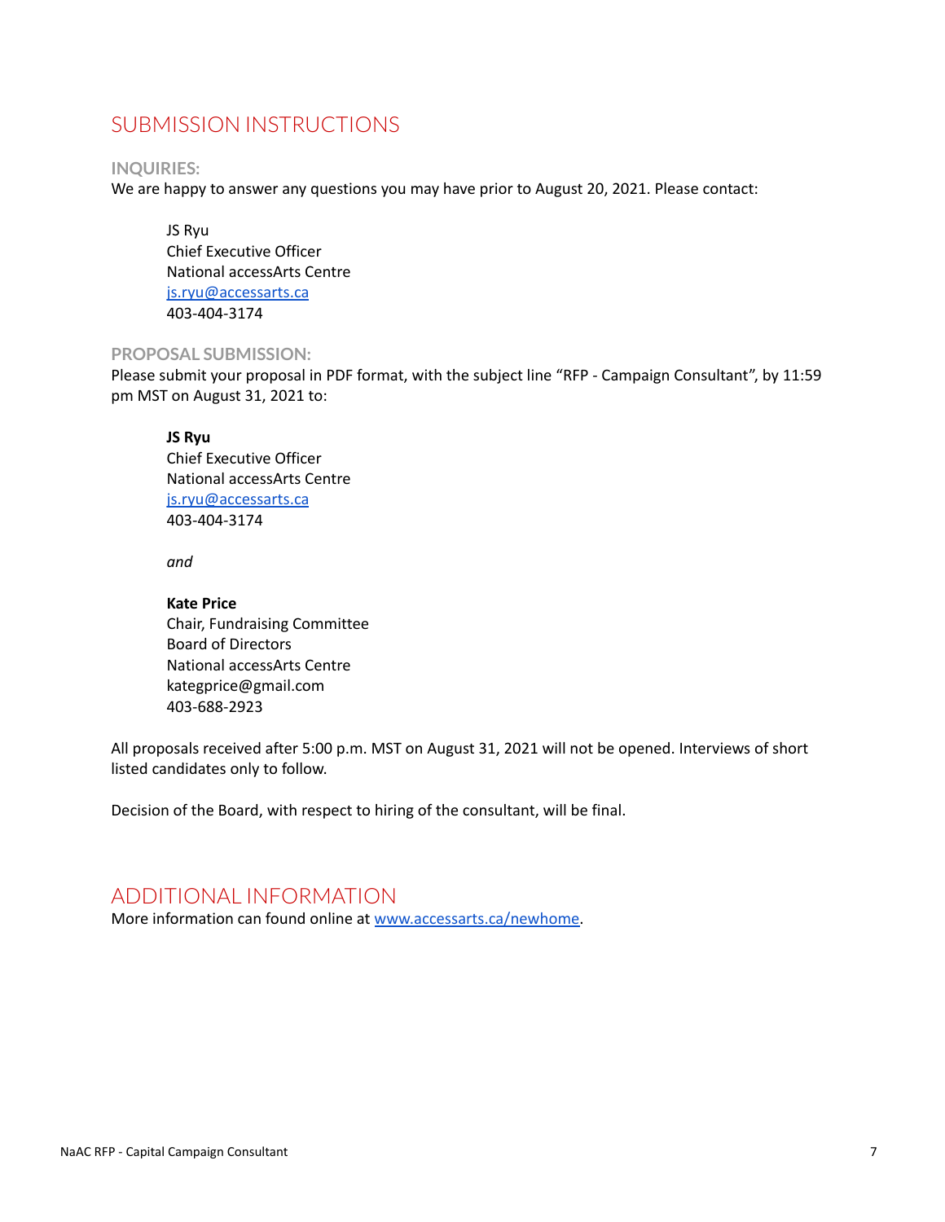## SUBMISSION INSTRUCTIONS

### INQUIRIES:

We are happy to answer any questions you may have prior to August 20, 2021. Please contact:

> JS Ryu
> Chief Executive Officer
> National accessArts Centre
> js.ryu@accessarts.ca
> 403-404-3174

### PROPOSAL SUBMISSION:

Please submit your proposal in PDF format, with the subject line "RFP - Campaign Consultant", by 11:59 pm MST on August 31, 2021 to:

> **JS Ryu**
> Chief Executive Officer
> National accessArts Centre
> js.ryu@accessarts.ca
> 403-404-3174
>
> *and*
>
> **Kate Price**
> Chair, Fundraising Committee
> Board of Directors
> National accessArts Centre
> kategprice@gmail.com
> 403-688-2923

All proposals received after 5:00 p.m. MST on August 31, 2021 will not be opened. Interviews of short listed candidates only to follow.

Decision of the Board, with respect to hiring of the consultant, will be final.

## ADDITIONAL INFORMATION

More information can found online at www.accessarts.ca/newhome.